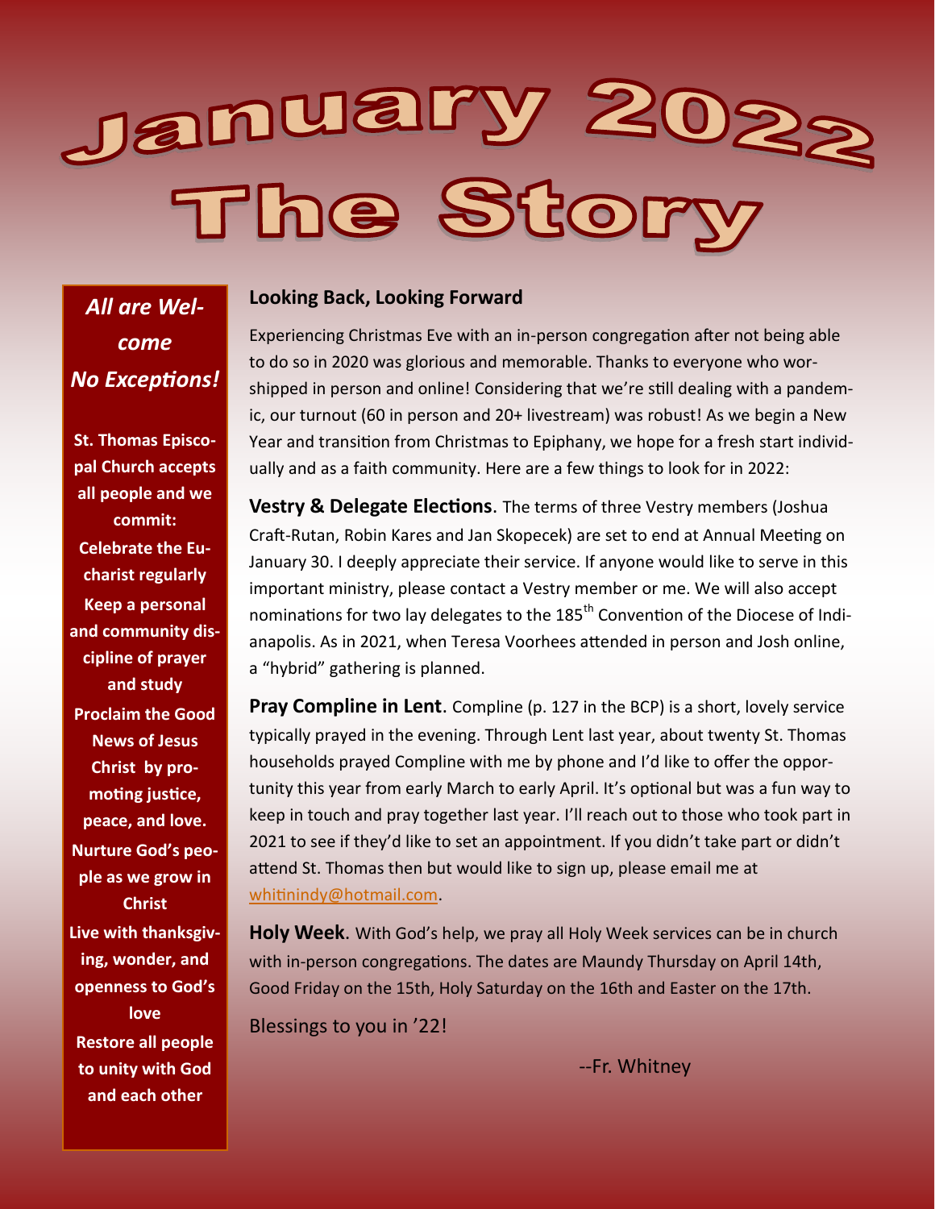# January 2022
# The Story

*All are Welcome*
***No Exceptions!***

**St. Thomas Episcopal Church accepts all people and we commit:**

**Celebrate the Eucharist regularly**

**Keep a personal and community discipline of prayer and study**

**Proclaim the Good News of Jesus Christ by promoting justice, peace, and love.**

**Nurture God's people as we grow in Christ**

**Live with thanksgiving, wonder, and openness to God's love**

**Restore all people to unity with God and each other**

## Looking Back, Looking Forward

Experiencing Christmas Eve with an in-person congregation after not being able to do so in 2020 was glorious and memorable. Thanks to everyone who worshipped in person and online! Considering that we're still dealing with a pandemic, our turnout (60 in person and 20+ livestream) was robust! As we begin a New Year and transition from Christmas to Epiphany, we hope for a fresh start individually and as a faith community. Here are a few things to look for in 2022:

**Vestry & Delegate Elections**. The terms of three Vestry members (Joshua Craft-Rutan, Robin Kares and Jan Skopecek) are set to end at Annual Meeting on January 30. I deeply appreciate their service. If anyone would like to serve in this important ministry, please contact a Vestry member or me. We will also accept nominations for two lay delegates to the 185th Convention of the Diocese of Indianapolis. As in 2021, when Teresa Voorhees attended in person and Josh online, a "hybrid" gathering is planned.

**Pray Compline in Lent**. Compline (p. 127 in the BCP) is a short, lovely service typically prayed in the evening. Through Lent last year, about twenty St. Thomas households prayed Compline with me by phone and I'd like to offer the opportunity this year from early March to early April. It's optional but was a fun way to keep in touch and pray together last year. I'll reach out to those who took part in 2021 to see if they'd like to set an appointment. If you didn't take part or didn't attend St. Thomas then but would like to sign up, please email me at whitinindy@hotmail.com.

**Holy Week**. With God's help, we pray all Holy Week services can be in church with in-person congregations. The dates are Maundy Thursday on April 14th, Good Friday on the 15th, Holy Saturday on the 16th and Easter on the 17th.

Blessings to you in '22!

--Fr. Whitney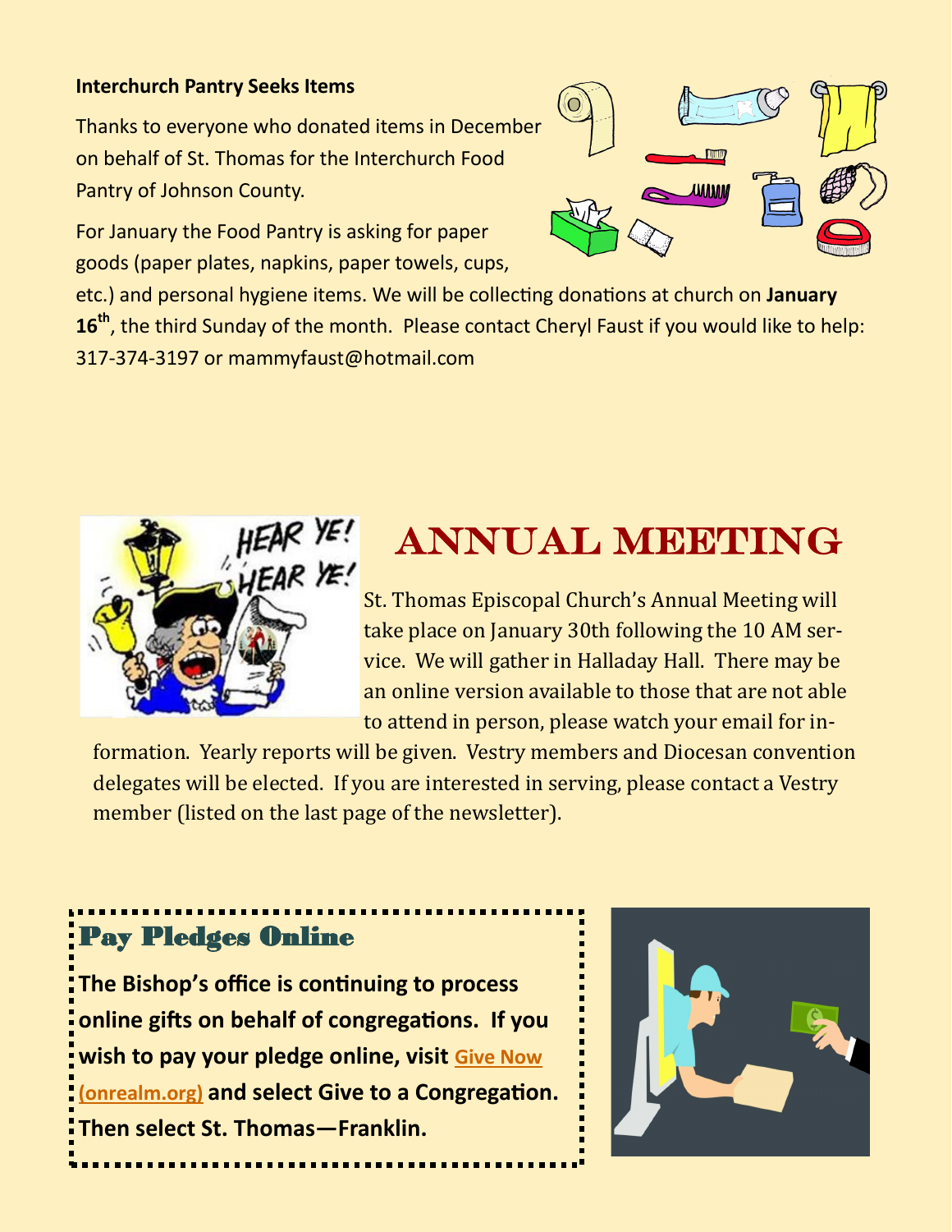**Interchurch Pantry Seeks Items**

Thanks to everyone who donated items in December on behalf of St. Thomas for the Interchurch Food Pantry of Johnson County.

For January the Food Pantry is asking for paper goods (paper plates, napkins, paper towels, cups, etc.) and personal hygiene items. We will be collecting donations at church on **January 16th**, the third Sunday of the month. Please contact Cheryl Faust if you would like to help: 317-374-3197 or mammyfaust@hotmail.com

# ANNUAL MEETING

St. Thomas Episcopal Church's Annual Meeting will take place on January 30th following the 10 AM service. We will gather in Halladay Hall. There may be an online version available to those that are not able to attend in person, please watch your email for information. Yearly reports will be given. Vestry members and Diocesan convention delegates will be elected. If you are interested in serving, please contact a Vestry member (listed on the last page of the newsletter).

## Pay Pledges Online

**The Bishop's office is continuing to process online gifts on behalf of congregations. If you wish to pay your pledge online, visit Give Now (onrealm.org) and select Give to a Congregation. Then select St. Thomas—Franklin.**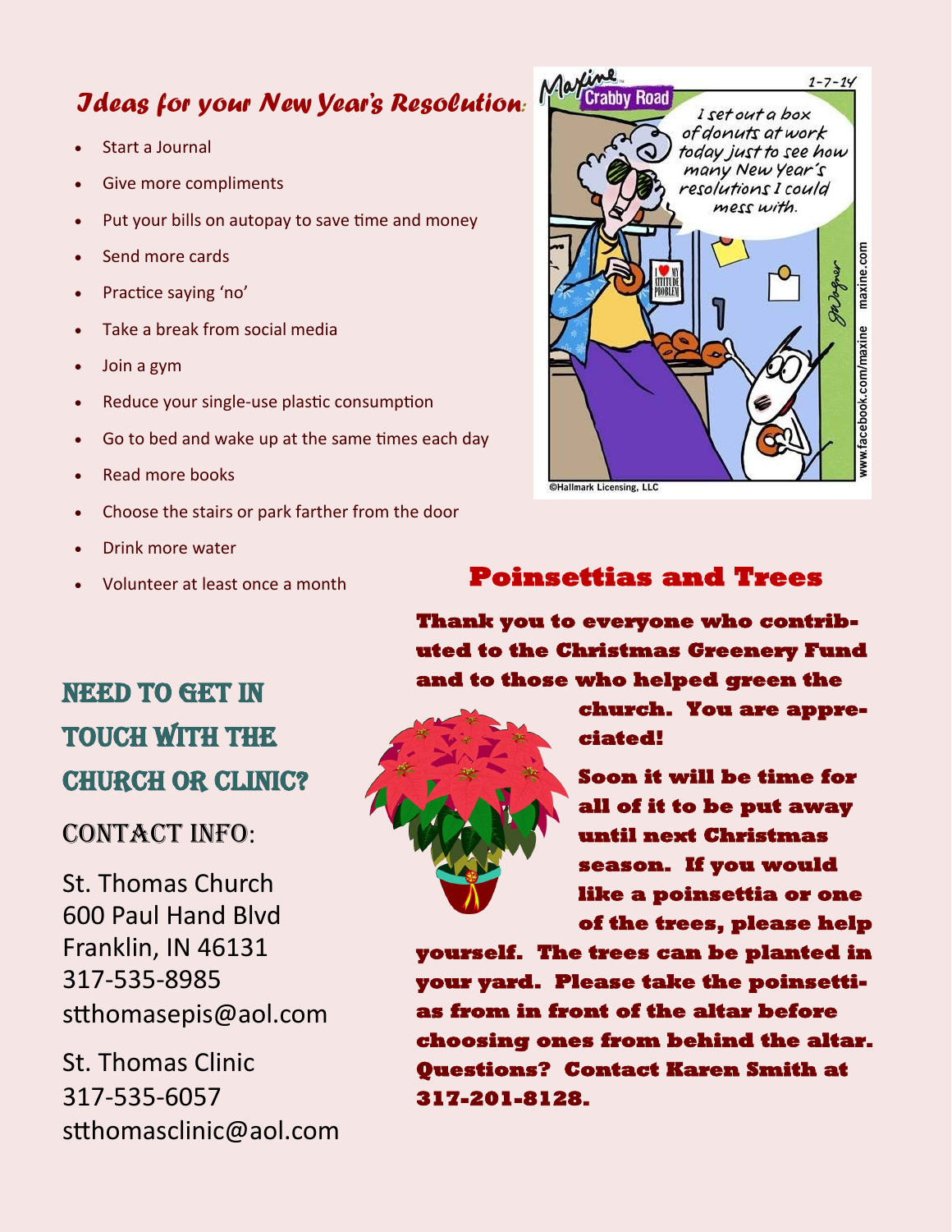## *Ideas for your New Year's Resolution:*

- Start a Journal
- Give more compliments
- Put your bills on autopay to save time and money
- Send more cards
- Practice saying 'no'
- Take a break from social media
- Join a gym
- Reduce your single-use plastic consumption
- Go to bed and wake up at the same times each day
- Read more books
- Choose the stairs or park farther from the door
- Drink more water
- Volunteer at least once a month

## Poinsettias and Trees

**Thank you to everyone who contributed to the Christmas Greenery Fund and to those who helped green the church. You are appreciated!**

**Soon it will be time for all of it to be put away until next Christmas season. If you would like a poinsettia or one of the trees, please help yourself. The trees can be planted in your yard. Please take the poinsettias from in front of the altar before choosing ones from behind the altar. Questions? Contact Karen Smith at 317-201-8128.**

## NEED TO GET IN TOUCH WITH THE CHURCH OR CLINIC?

### CONTACT INFO:

St. Thomas Church
600 Paul Hand Blvd
Franklin, IN 46131
317-535-8985
stthomasepis@aol.com

St. Thomas Clinic
317-535-6057
stthomasclinic@aol.com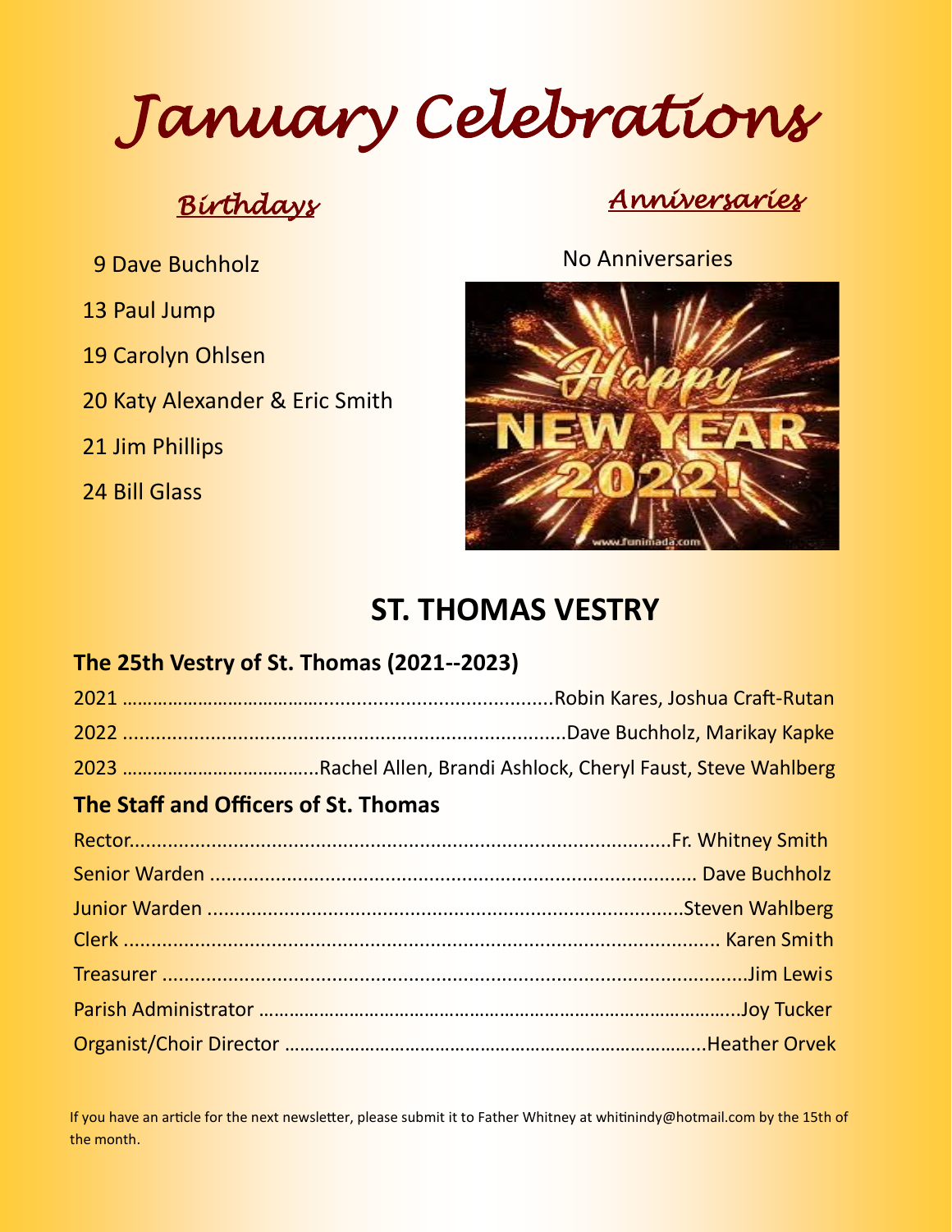# January Celebrations

## Birthdays

9 Dave Buchholz

13 Paul Jump

19 Carolyn Ohlsen

20 Katy Alexander & Eric Smith

21 Jim Phillips

24 Bill Glass

## Anniversaries

No Anniversaries

## ST. THOMAS VESTRY

### The 25th Vestry of St. Thomas (2021--2023)

2021 ..........................................................................Robin Kares, Joshua Craft-Rutan

2022 ..........................................................................Dave Buchholz, Marikay Kapke

2023 ..................................Rachel Allen, Brandi Ashlock, Cheryl Faust, Steve Wahlberg

### The Staff and Officers of St. Thomas

Rector..........................................................................Fr. Whitney Smith

Senior Warden .......................................................................... Dave Buchholz

Junior Warden ..........................................................................Steven Wahlberg

Clerk .......................................................................... Karen Smith

Treasurer ..........................................................................Jim Lewis

Parish Administrator ..........................................................................Joy Tucker

Organist/Choir Director ..........................................................................Heather Orvek

If you have an article for the next newsletter, please submit it to Father Whitney at whitinindy@hotmail.com by the 15th of the month.